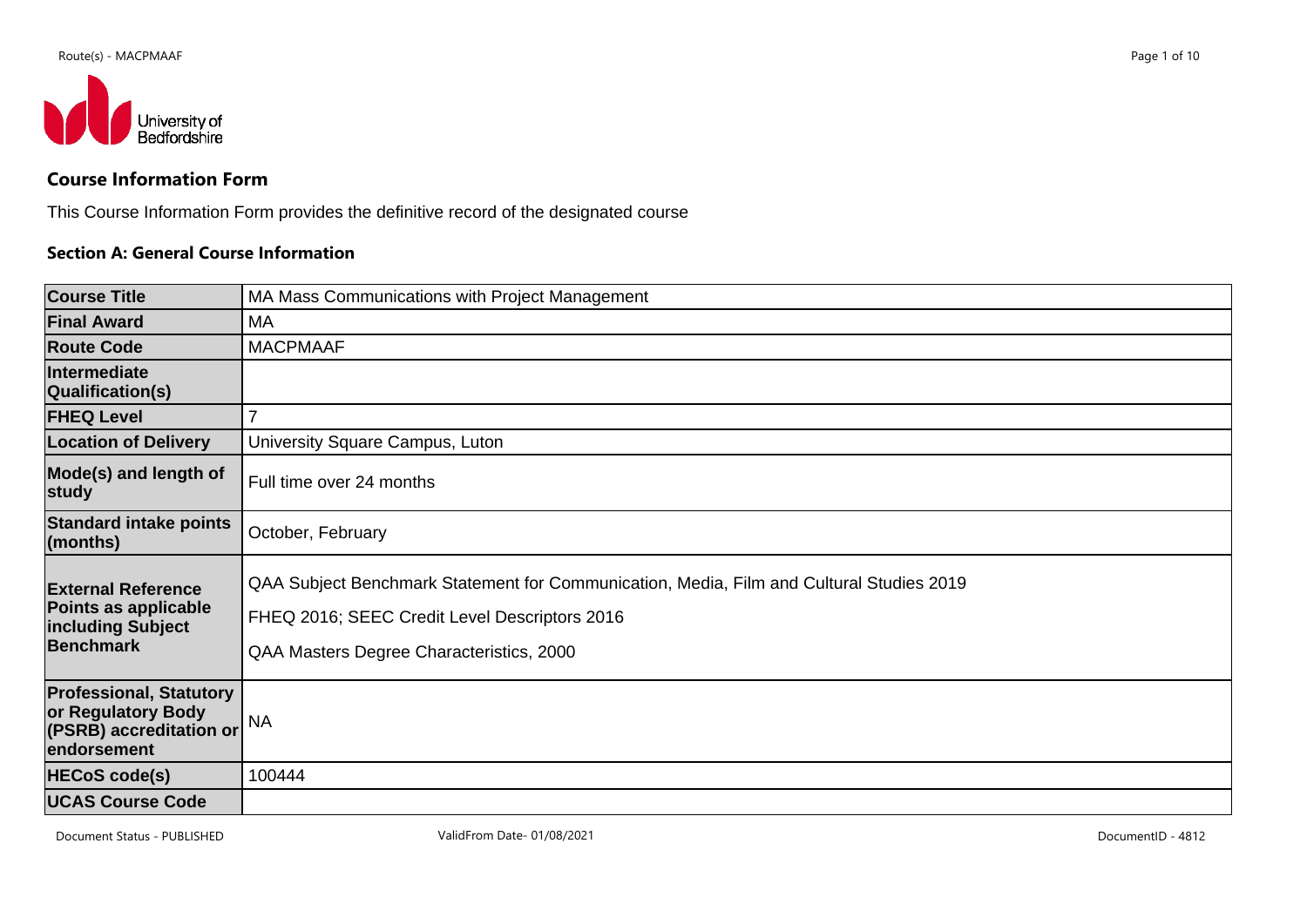## Course Information Form

This Course Information Form provides the definitive record of the designated course

### Section A: General Course Information

| | |
|---|---|
| **Course Title** | MA Mass Communications with Project Management |
| **Final Award** | MA |
| **Route Code** | MACPMAAF |
| **Intermediate Qualification(s)** | |
| **FHEQ Level** | 7 |
| **Location of Delivery** | University Square Campus, Luton |
| **Mode(s) and length of study** | Full time over 24 months |
| **Standard intake points (months)** | October, February |
| **External Reference Points as applicable including Subject Benchmark** | QAA Subject Benchmark Statement for Communication, Media, Film and Cultural Studies 2019<br>FHEQ 2016; SEEC Credit Level Descriptors 2016<br>QAA Masters Degree Characteristics, 2000 |
| **Professional, Statutory or Regulatory Body (PSRB) accreditation or endorsement** | NA |
| **HECoS code(s)** | 100444 |
| **UCAS Course Code** | |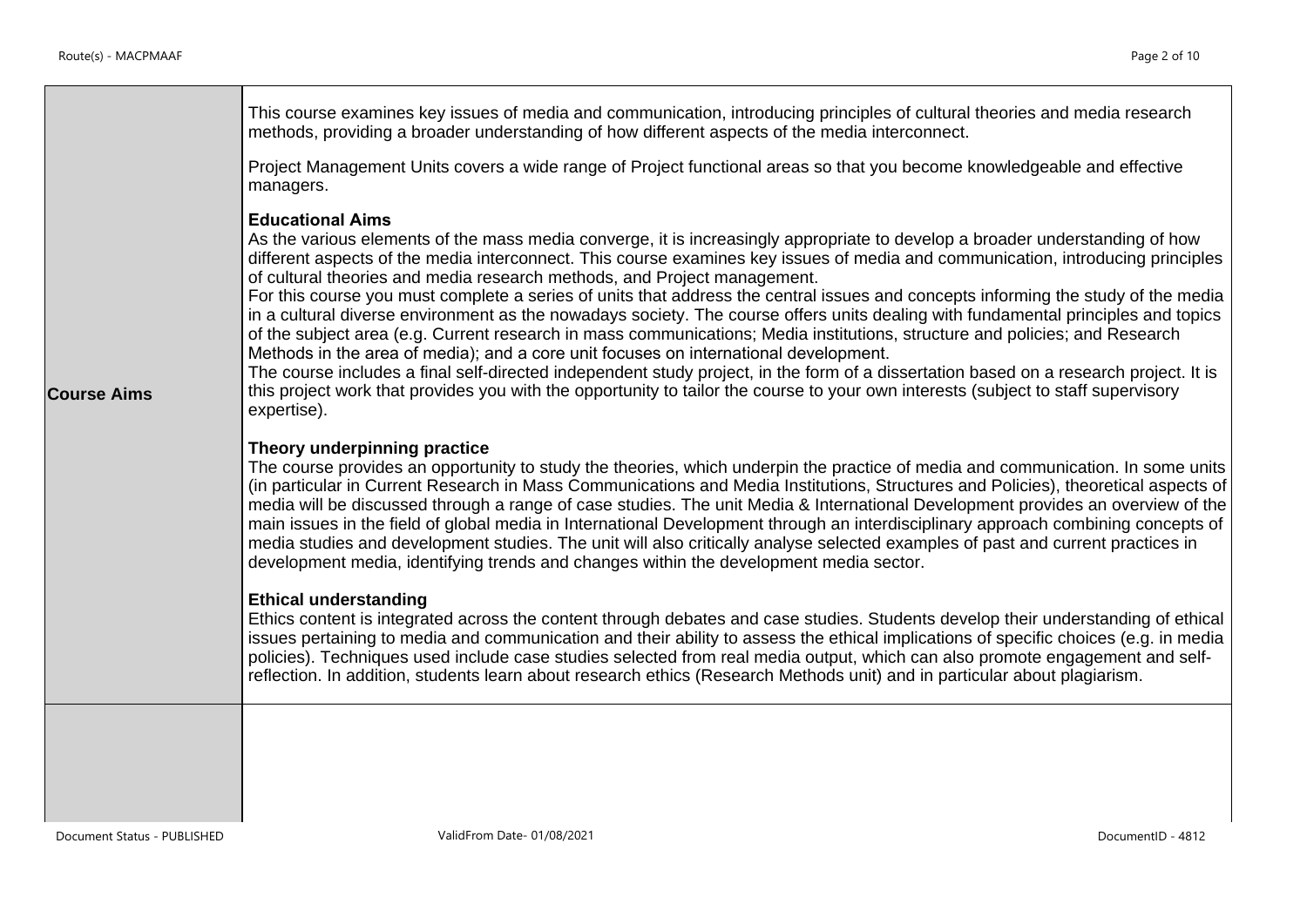| | |
|---|---|
| **Course Aims** | This course examines key issues of media and communication, introducing principles of cultural theories and media research methods, providing a broader understanding of how different aspects of the media interconnect.<br><br>Project Management Units covers a wide range of Project functional areas so that you become knowledgeable and effective managers.<br><br>**Educational Aims**<br>As the various elements of the mass media converge, it is increasingly appropriate to develop a broader understanding of how different aspects of the media interconnect. This course examines key issues of media and communication, introducing principles of cultural theories and media research methods, and Project management.<br>For this course you must complete a series of units that address the central issues and concepts informing the study of the media in a cultural diverse environment as the nowadays society. The course offers units dealing with fundamental principles and topics of the subject area (e.g. Current research in mass communications; Media institutions, structure and policies; and Research Methods in the area of media); and a core unit focuses on international development.<br>The course includes a final self-directed independent study project, in the form of a dissertation based on a research project. It is this project work that provides you with the opportunity to tailor the course to your own interests (subject to staff supervisory expertise).<br><br>**Theory underpinning practice**<br>The course provides an opportunity to study the theories, which underpin the practice of media and communication. In some units (in particular in Current Research in Mass Communications and Media Institutions, Structures and Policies), theoretical aspects of media will be discussed through a range of case studies. The unit Media & International Development provides an overview of the main issues in the field of global media in International Development through an interdisciplinary approach combining concepts of media studies and development studies. The unit will also critically analyse selected examples of past and current practices in development media, identifying trends and changes within the development media sector.<br><br>**Ethical understanding**<br>Ethics content is integrated across the content through debates and case studies. Students develop their understanding of ethical issues pertaining to media and communication and their ability to assess the ethical implications of specific choices (e.g. in media policies). Techniques used include case studies selected from real media output, which can also promote engagement and self-reflection. In addition, students learn about research ethics (Research Methods unit) and in particular about plagiarism. |
| | |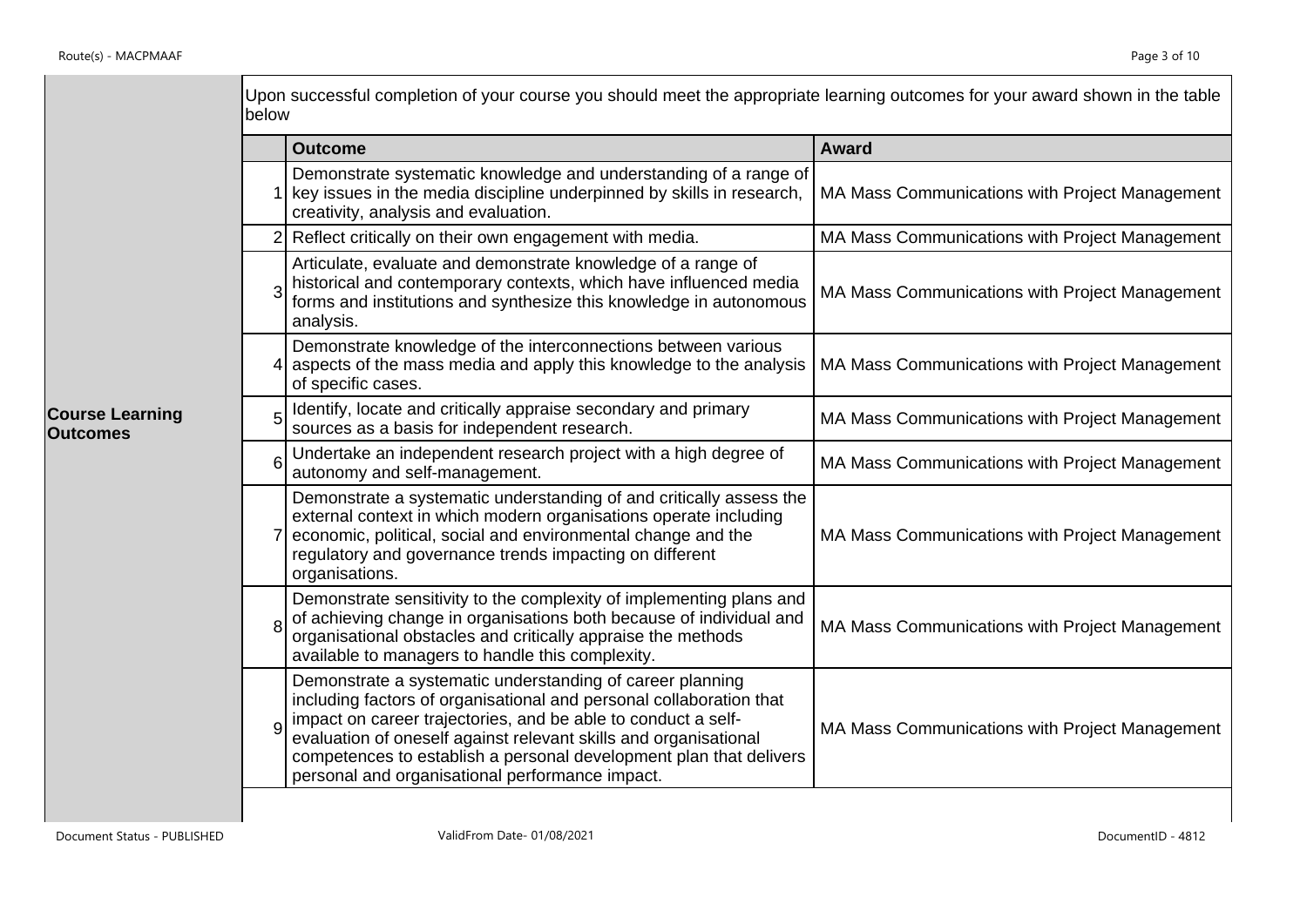**Course Learning Outcomes**

Upon successful completion of your course you should meet the appropriate learning outcomes for your award shown in the table below

| | Outcome | Award |
|---|---|---|
| 1 | Demonstrate systematic knowledge and understanding of a range of key issues in the media discipline underpinned by skills in research, creativity, analysis and evaluation. | MA Mass Communications with Project Management |
| 2 | Reflect critically on their own engagement with media. | MA Mass Communications with Project Management |
| 3 | Articulate, evaluate and demonstrate knowledge of a range of historical and contemporary contexts, which have influenced media forms and institutions and synthesize this knowledge in autonomous analysis. | MA Mass Communications with Project Management |
| 4 | Demonstrate knowledge of the interconnections between various aspects of the mass media and apply this knowledge to the analysis of specific cases. | MA Mass Communications with Project Management |
| 5 | Identify, locate and critically appraise secondary and primary sources as a basis for independent research. | MA Mass Communications with Project Management |
| 6 | Undertake an independent research project with a high degree of autonomy and self-management. | MA Mass Communications with Project Management |
| 7 | Demonstrate a systematic understanding of and critically assess the external context in which modern organisations operate including economic, political, social and environmental change and the regulatory and governance trends impacting on different organisations. | MA Mass Communications with Project Management |
| 8 | Demonstrate sensitivity to the complexity of implementing plans and of achieving change in organisations both because of individual and organisational obstacles and critically appraise the methods available to managers to handle this complexity. | MA Mass Communications with Project Management |
| 9 | Demonstrate a systematic understanding of career planning including factors of organisational and personal collaboration that impact on career trajectories, and be able to conduct a self-evaluation of oneself against relevant skills and organisational competences to establish a personal development plan that delivers personal and organisational performance impact. | MA Mass Communications with Project Management |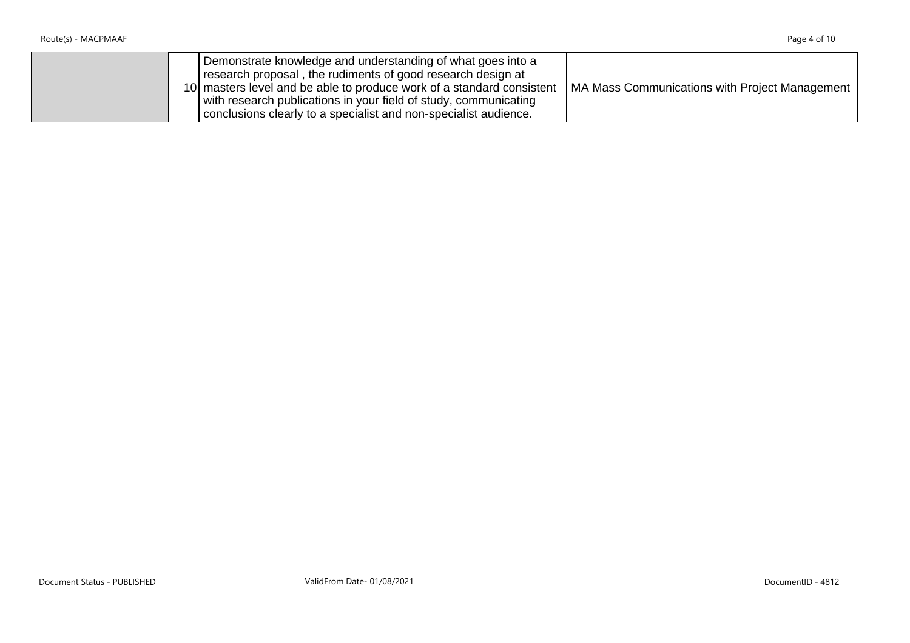|  |  |  |  |
|---|---|---|---|
|  | 10 | Demonstrate knowledge and understanding of what goes into a research proposal , the rudiments of good research design at masters level and be able to produce work of a standard consistent with research publications in your field of study, communicating conclusions clearly to a specialist and non-specialist audience. | MA Mass Communications with Project Management |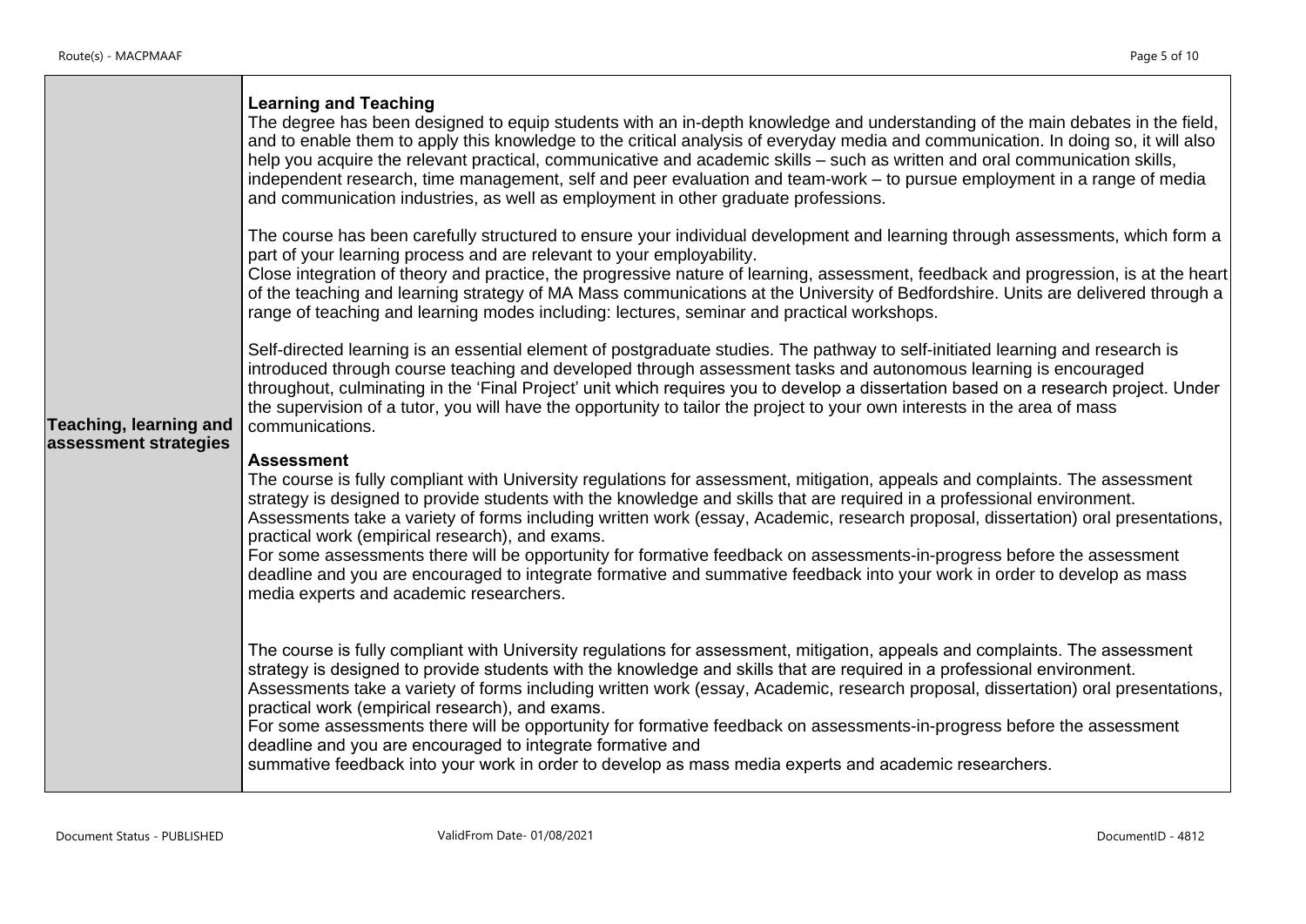| | |
|---|---|
| **Teaching, learning and assessment strategies** | **Learning and Teaching**<br>The degree has been designed to equip students with an in-depth knowledge and understanding of the main debates in the field, and to enable them to apply this knowledge to the critical analysis of everyday media and communication. In doing so, it will also help you acquire the relevant practical, communicative and academic skills – such as written and oral communication skills, independent research, time management, self and peer evaluation and team-work – to pursue employment in a range of media and communication industries, as well as employment in other graduate professions.<br><br>The course has been carefully structured to ensure your individual development and learning through assessments, which form a part of your learning process and are relevant to your employability.<br>Close integration of theory and practice, the progressive nature of learning, assessment, feedback and progression, is at the heart of the teaching and learning strategy of MA Mass communications at the University of Bedfordshire. Units are delivered through a range of teaching and learning modes including: lectures, seminar and practical workshops.<br><br>Self-directed learning is an essential element of postgraduate studies. The pathway to self-initiated learning and research is introduced through course teaching and developed through assessment tasks and autonomous learning is encouraged throughout, culminating in the 'Final Project' unit which requires you to develop a dissertation based on a research project. Under the supervision of a tutor, you will have the opportunity to tailor the project to your own interests in the area of mass communications.<br><br>**Assessment**<br>The course is fully compliant with University regulations for assessment, mitigation, appeals and complaints. The assessment strategy is designed to provide students with the knowledge and skills that are required in a professional environment.<br>Assessments take a variety of forms including written work (essay, Academic, research proposal, dissertation) oral presentations, practical work (empirical research), and exams.<br>For some assessments there will be opportunity for formative feedback on assessments-in-progress before the assessment deadline and you are encouraged to integrate formative and summative feedback into your work in order to develop as mass media experts and academic researchers.<br><br>The course is fully compliant with University regulations for assessment, mitigation, appeals and complaints. The assessment strategy is designed to provide students with the knowledge and skills that are required in a professional environment.<br>Assessments take a variety of forms including written work (essay, Academic, research proposal, dissertation) oral presentations, practical work (empirical research), and exams.<br>For some assessments there will be opportunity for formative feedback on assessments-in-progress before the assessment deadline and you are encouraged to integrate formative and<br>summative feedback into your work in order to develop as mass media experts and academic researchers. |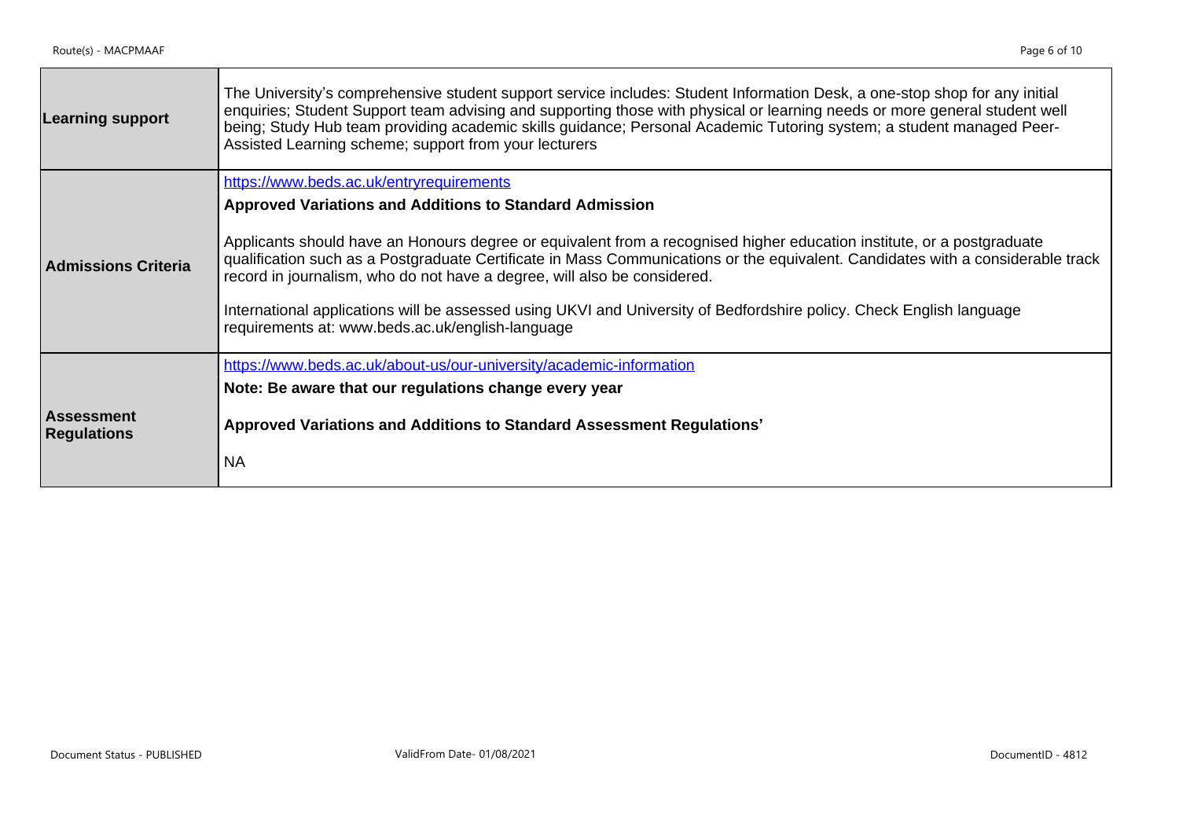| | |
|---|---|
| **Learning support** | The University's comprehensive student support service includes: Student Information Desk, a one-stop shop for any initial enquiries; Student Support team advising and supporting those with physical or learning needs or more general student well being; Study Hub team providing academic skills guidance; Personal Academic Tutoring system; a student managed Peer-Assisted Learning scheme; support from your lecturers |
| **Admissions Criteria** | https://www.beds.ac.uk/entryrequirements<br>**Approved Variations and Additions to Standard Admission**<br><br>Applicants should have an Honours degree or equivalent from a recognised higher education institute, or a postgraduate qualification such as a Postgraduate Certificate in Mass Communications or the equivalent. Candidates with a considerable track record in journalism, who do not have a degree, will also be considered.<br><br>International applications will be assessed using UKVI and University of Bedfordshire policy. Check English language requirements at: www.beds.ac.uk/english-language |
| **Assessment Regulations** | https://www.beds.ac.uk/about-us/our-university/academic-information<br>**Note: Be aware that our regulations change every year**<br><br>**Approved Variations and Additions to Standard Assessment Regulations'**<br><br>NA |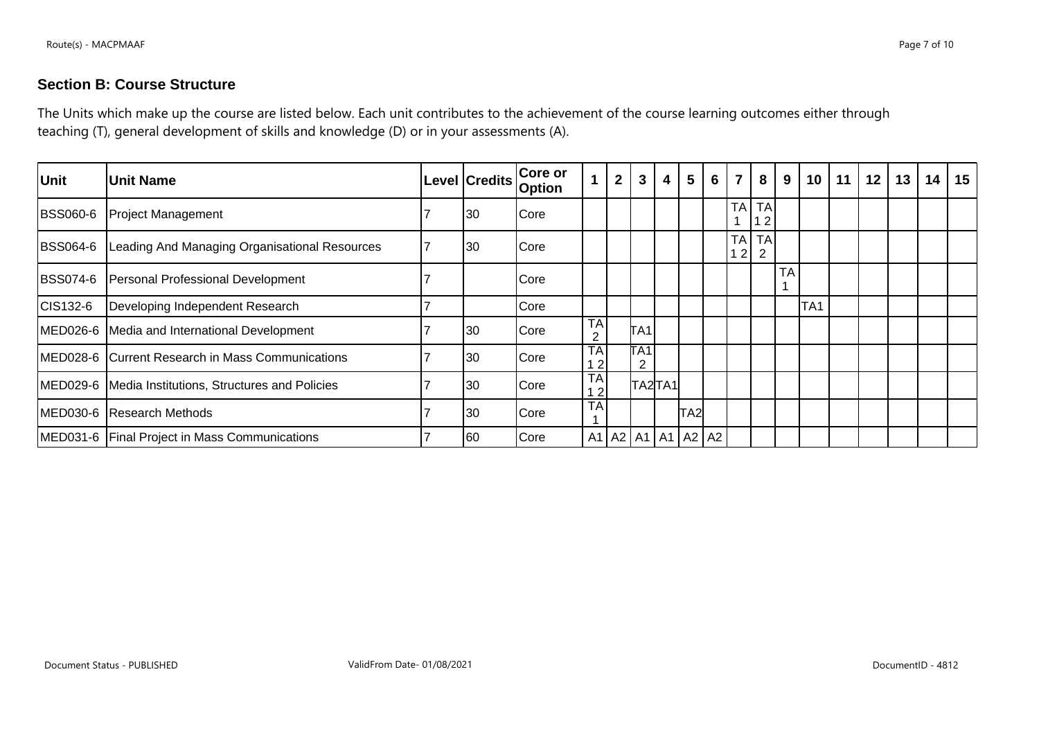## Section B: Course Structure

The Units which make up the course are listed below. Each unit contributes to the achievement of the course learning outcomes either through teaching (T), general development of skills and knowledge (D) or in your assessments (A).

| Unit | Unit Name | Level | Credits | Core or Option | 1 | 2 | 3 | 4 | 5 | 6 | 7 | 8 | 9 | 10 | 11 | 12 | 13 | 14 | 15 |
|---|---|---|---|---|---|---|---|---|---|---|---|---|---|---|---|---|---|---|---|
| BSS060-6 | Project Management | 7 | 30 | Core | | | | | | | TA 1 | TA 1 2 | | | | | | | |
| BSS064-6 | Leading And Managing Organisational Resources | 7 | 30 | Core | | | | | | | TA 1 2 | TA 2 | | | | | | | |
| BSS074-6 | Personal Professional Development | 7 | | Core | | | | | | | | | TA 1 | | | | | | |
| CIS132-6 | Developing Independent Research | 7 | | Core | | | | | | | | | | TA1 | | | | | |
| MED026-6 | Media and International Development | 7 | 30 | Core | TA 2 | | TA1 | | | | | | | | | | | | |
| MED028-6 | Current Research in Mass Communications | 7 | 30 | Core | TA 1 2 | | TA1 2 | | | | | | | | | | | | |
| MED029-6 | Media Institutions, Structures and Policies | 7 | 30 | Core | TA 1 2 | | TA2 | TA1 | | | | | | | | | | | |
| MED030-6 | Research Methods | 7 | 30 | Core | TA 1 | | | | TA2 | | | | | | | | | | |
| MED031-6 | Final Project in Mass Communications | 7 | 60 | Core | A1 | A2 | A1 | A1 | A2 | A2 | | | | | | | | | |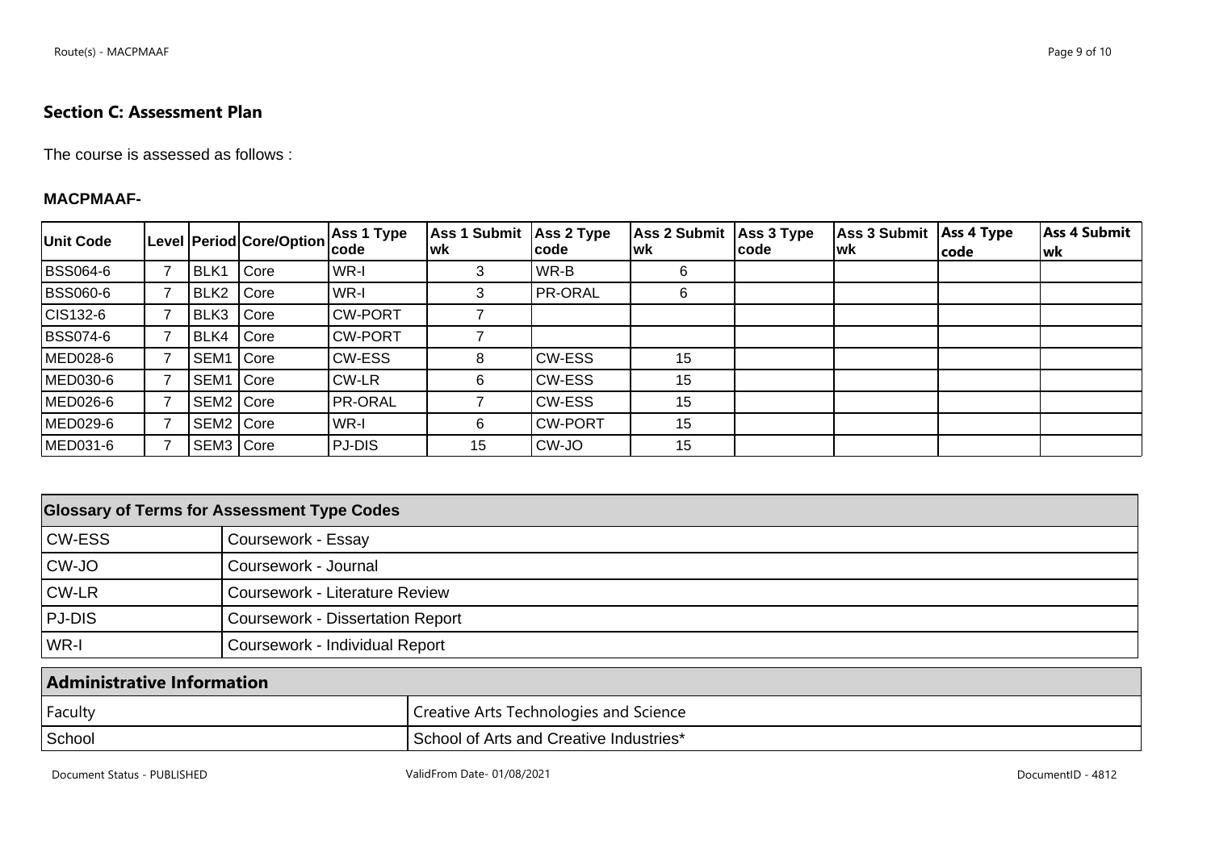## Section C: Assessment Plan

The course is assessed as follows :

**MACPMAAF-**

| Unit Code | Level | Period | Core/Option | Ass 1 Type code | Ass 1 Submit wk | Ass 2 Type code | Ass 2 Submit wk | Ass 3 Type code | Ass 3 Submit wk | Ass 4 Type code | Ass 4 Submit wk |
|---|---|---|---|---|---|---|---|---|---|---|---|
| BSS064-6 | 7 | BLK1 | Core | WR-I | 3 | WR-B | 6 | | | | |
| BSS060-6 | 7 | BLK2 | Core | WR-I | 3 | PR-ORAL | 6 | | | | |
| CIS132-6 | 7 | BLK3 | Core | CW-PORT | 7 | | | | | | |
| BSS074-6 | 7 | BLK4 | Core | CW-PORT | 7 | | | | | | |
| MED028-6 | 7 | SEM1 | Core | CW-ESS | 8 | CW-ESS | 15 | | | | |
| MED030-6 | 7 | SEM1 | Core | CW-LR | 6 | CW-ESS | 15 | | | | |
| MED026-6 | 7 | SEM2 | Core | PR-ORAL | 7 | CW-ESS | 15 | | | | |
| MED029-6 | 7 | SEM2 | Core | WR-I | 6 | CW-PORT | 15 | | | | |
| MED031-6 | 7 | SEM3 | Core | PJ-DIS | 15 | CW-JO | 15 | | | | |

| Glossary of Terms for Assessment Type Codes | |
|---|---|
| CW-ESS | Coursework - Essay |
| CW-JO | Coursework - Journal |
| CW-LR | Coursework - Literature Review |
| PJ-DIS | Coursework - Dissertation Report |
| WR-I | Coursework - Individual Report |

| Administrative Information | |
|---|---|
| Faculty | Creative Arts Technologies and Science |
| School | School of Arts and Creative Industries* |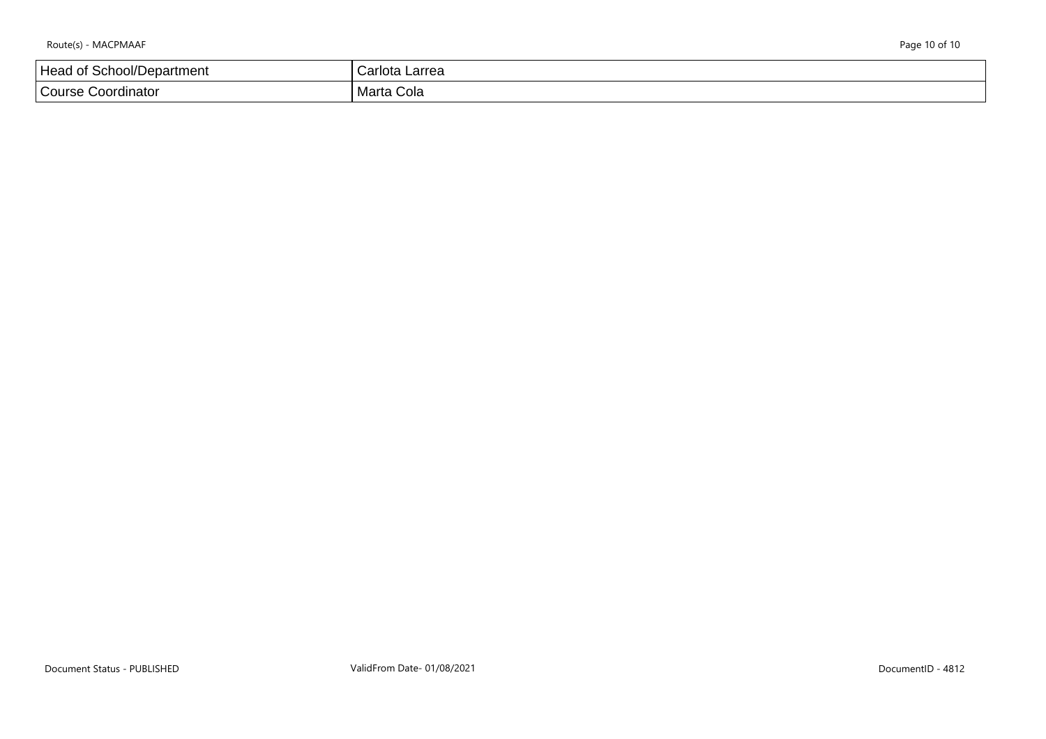| | |
|---|---|
| Head of School/Department | Carlota Larrea |
| Course Coordinator | Marta Cola |